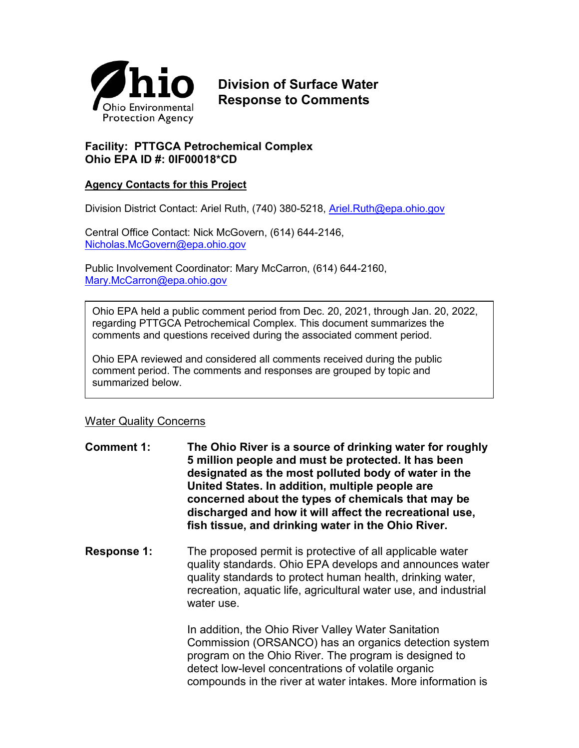# Division of Surface Water Response to Comments

**Facility: PTTGCA Petrochemical Complex**
**Ohio EPA ID #: 0IF00018*CD**

**Agency Contacts for this Project**

Division District Contact: Ariel Ruth, (740) 380-5218, Ariel.Ruth@epa.ohio.gov

Central Office Contact: Nick McGovern, (614) 644-2146, Nicholas.McGovern@epa.ohio.gov

Public Involvement Coordinator: Mary McCarron, (614) 644-2160, Mary.McCarron@epa.ohio.gov

> Ohio EPA held a public comment period from Dec. 20, 2021, through Jan. 20, 2022, regarding PTTGCA Petrochemical Complex. This document summarizes the comments and questions received during the associated comment period.
>
> Ohio EPA reviewed and considered all comments received during the public comment period. The comments and responses are grouped by topic and summarized below.

## Water Quality Concerns

**Comment 1:** **The Ohio River is a source of drinking water for roughly 5 million people and must be protected. It has been designated as the most polluted body of water in the United States. In addition, multiple people are concerned about the types of chemicals that may be discharged and how it will affect the recreational use, fish tissue, and drinking water in the Ohio River.**

**Response 1:** The proposed permit is protective of all applicable water quality standards. Ohio EPA develops and announces water quality standards to protect human health, drinking water, recreation, aquatic life, agricultural water use, and industrial water use.

In addition, the Ohio River Valley Water Sanitation Commission (ORSANCO) has an organics detection system program on the Ohio River. The program is designed to detect low-level concentrations of volatile organic compounds in the river at water intakes. More information is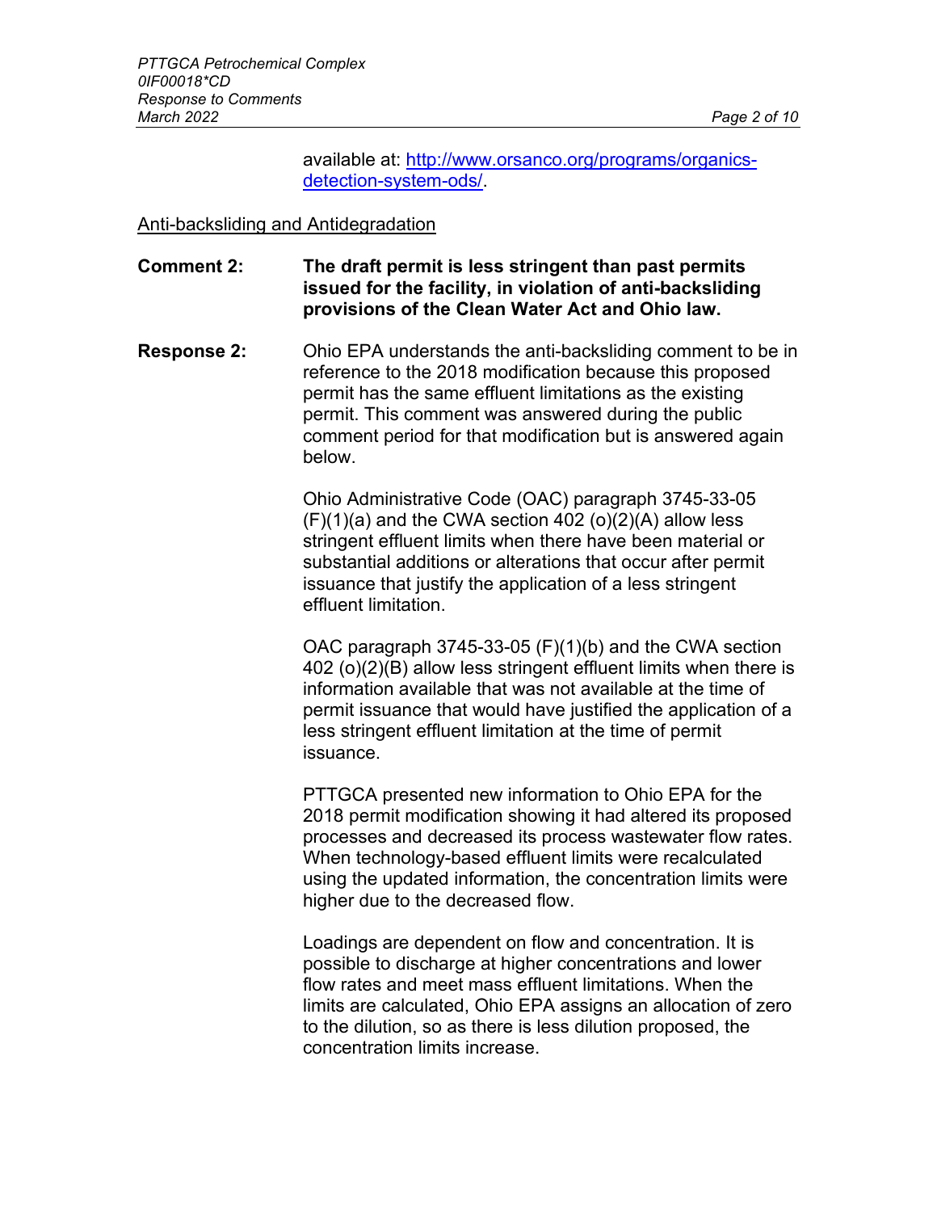available at: [http://www.orsanco.org/programs/organics-detection-system-ods/](http://www.orsanco.org/programs/organics-detection-system-ods/).

<u>Anti-backsliding and Antidegradation</u>

**Comment 2:** **The draft permit is less stringent than past permits issued for the facility, in violation of anti-backsliding provisions of the Clean Water Act and Ohio law.**

**Response 2:** Ohio EPA understands the anti-backsliding comment to be in reference to the 2018 modification because this proposed permit has the same effluent limitations as the existing permit. This comment was answered during the public comment period for that modification but is answered again below.

Ohio Administrative Code (OAC) paragraph 3745-33-05 (F)(1)(a) and the CWA section 402 (o)(2)(A) allow less stringent effluent limits when there have been material or substantial additions or alterations that occur after permit issuance that justify the application of a less stringent effluent limitation.

OAC paragraph 3745-33-05 (F)(1)(b) and the CWA section 402 (o)(2)(B) allow less stringent effluent limits when there is information available that was not available at the time of permit issuance that would have justified the application of a less stringent effluent limitation at the time of permit issuance.

PTTGCA presented new information to Ohio EPA for the 2018 permit modification showing it had altered its proposed processes and decreased its process wastewater flow rates. When technology-based effluent limits were recalculated using the updated information, the concentration limits were higher due to the decreased flow.

Loadings are dependent on flow and concentration. It is possible to discharge at higher concentrations and lower flow rates and meet mass effluent limitations. When the limits are calculated, Ohio EPA assigns an allocation of zero to the dilution, so as there is less dilution proposed, the concentration limits increase.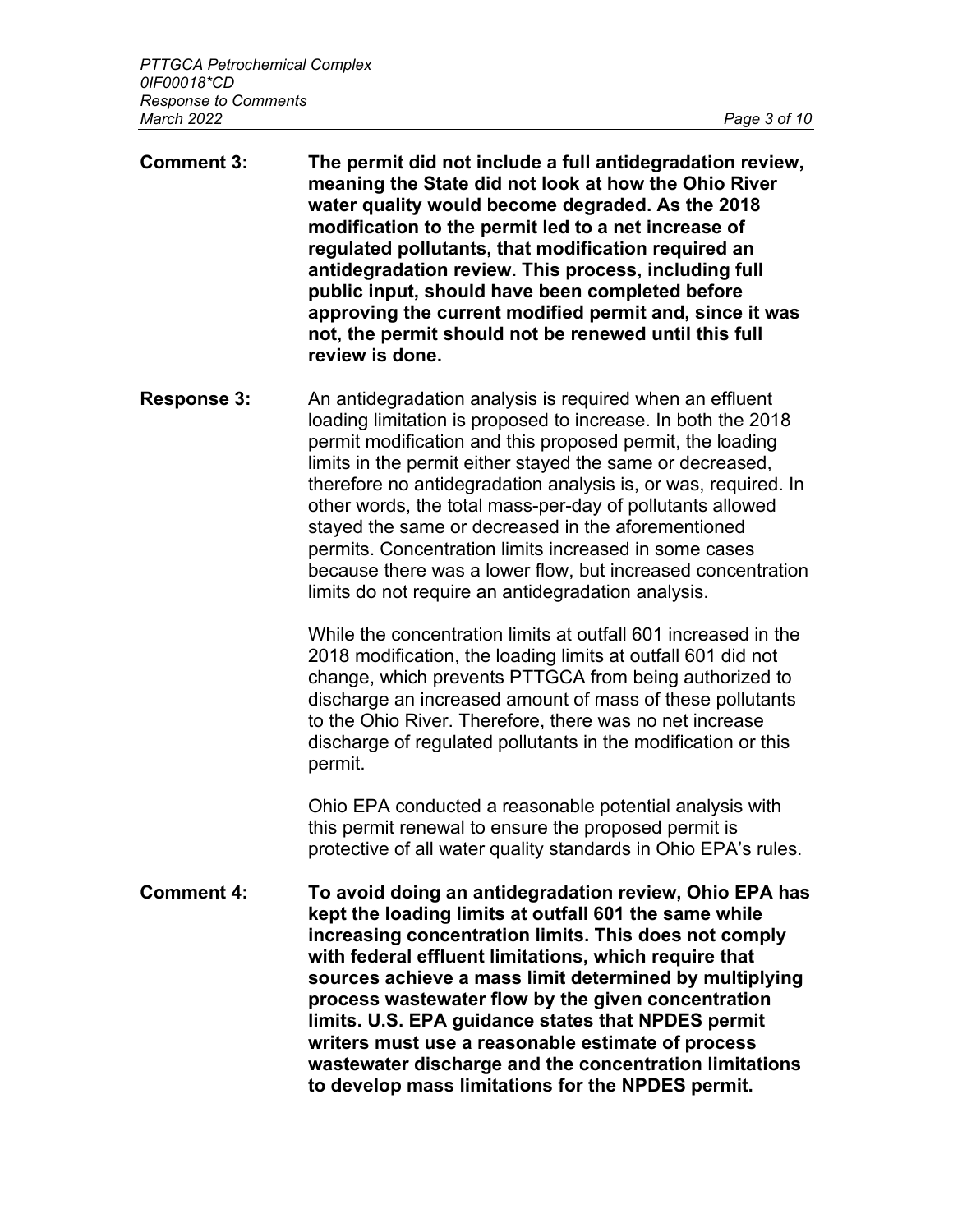**Comment 3:** **The permit did not include a full antidegradation review, meaning the State did not look at how the Ohio River water quality would become degraded. As the 2018 modification to the permit led to a net increase of regulated pollutants, that modification required an antidegradation review. This process, including full public input, should have been completed before approving the current modified permit and, since it was not, the permit should not be renewed until this full review is done.**

**Response 3:** An antidegradation analysis is required when an effluent loading limitation is proposed to increase. In both the 2018 permit modification and this proposed permit, the loading limits in the permit either stayed the same or decreased, therefore no antidegradation analysis is, or was, required. In other words, the total mass-per-day of pollutants allowed stayed the same or decreased in the aforementioned permits. Concentration limits increased in some cases because there was a lower flow, but increased concentration limits do not require an antidegradation analysis.

While the concentration limits at outfall 601 increased in the 2018 modification, the loading limits at outfall 601 did not change, which prevents PTTGCA from being authorized to discharge an increased amount of mass of these pollutants to the Ohio River. Therefore, there was no net increase discharge of regulated pollutants in the modification or this permit.

Ohio EPA conducted a reasonable potential analysis with this permit renewal to ensure the proposed permit is protective of all water quality standards in Ohio EPA's rules.

**Comment 4:** **To avoid doing an antidegradation review, Ohio EPA has kept the loading limits at outfall 601 the same while increasing concentration limits. This does not comply with federal effluent limitations, which require that sources achieve a mass limit determined by multiplying process wastewater flow by the given concentration limits. U.S. EPA guidance states that NPDES permit writers must use a reasonable estimate of process wastewater discharge and the concentration limitations to develop mass limitations for the NPDES permit.**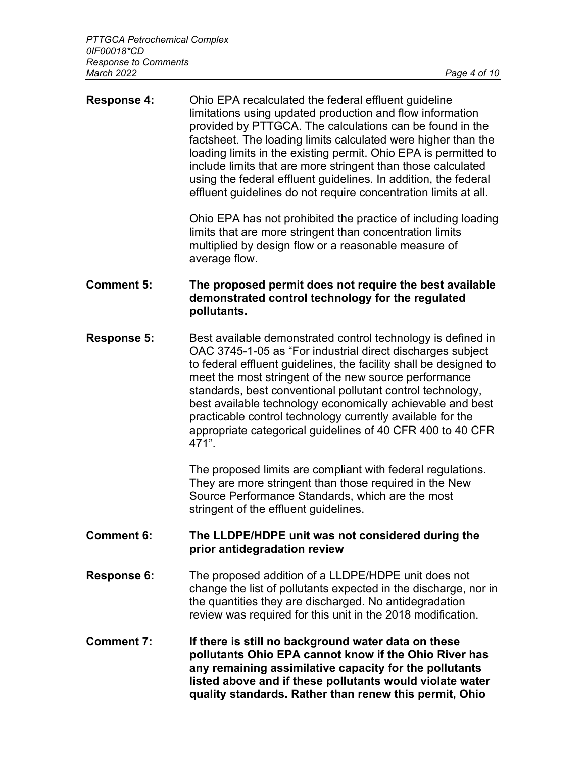**Response 4:** Ohio EPA recalculated the federal effluent guideline limitations using updated production and flow information provided by PTTGCA. The calculations can be found in the factsheet. The loading limits calculated were higher than the loading limits in the existing permit. Ohio EPA is permitted to include limits that are more stringent than those calculated using the federal effluent guidelines. In addition, the federal effluent guidelines do not require concentration limits at all.

Ohio EPA has not prohibited the practice of including loading limits that are more stringent than concentration limits multiplied by design flow or a reasonable measure of average flow.

**Comment 5: The proposed permit does not require the best available demonstrated control technology for the regulated pollutants.**

**Response 5:** Best available demonstrated control technology is defined in OAC 3745-1-05 as "For industrial direct discharges subject to federal effluent guidelines, the facility shall be designed to meet the most stringent of the new source performance standards, best conventional pollutant control technology, best available technology economically achievable and best practicable control technology currently available for the appropriate categorical guidelines of 40 CFR 400 to 40 CFR 471".

The proposed limits are compliant with federal regulations. They are more stringent than those required in the New Source Performance Standards, which are the most stringent of the effluent guidelines.

**Comment 6: The LLDPE/HDPE unit was not considered during the prior antidegradation review**

**Response 6:** The proposed addition of a LLDPE/HDPE unit does not change the list of pollutants expected in the discharge, nor in the quantities they are discharged. No antidegradation review was required for this unit in the 2018 modification.

**Comment 7: If there is still no background water data on these pollutants Ohio EPA cannot know if the Ohio River has any remaining assimilative capacity for the pollutants listed above and if these pollutants would violate water quality standards. Rather than renew this permit, Ohio**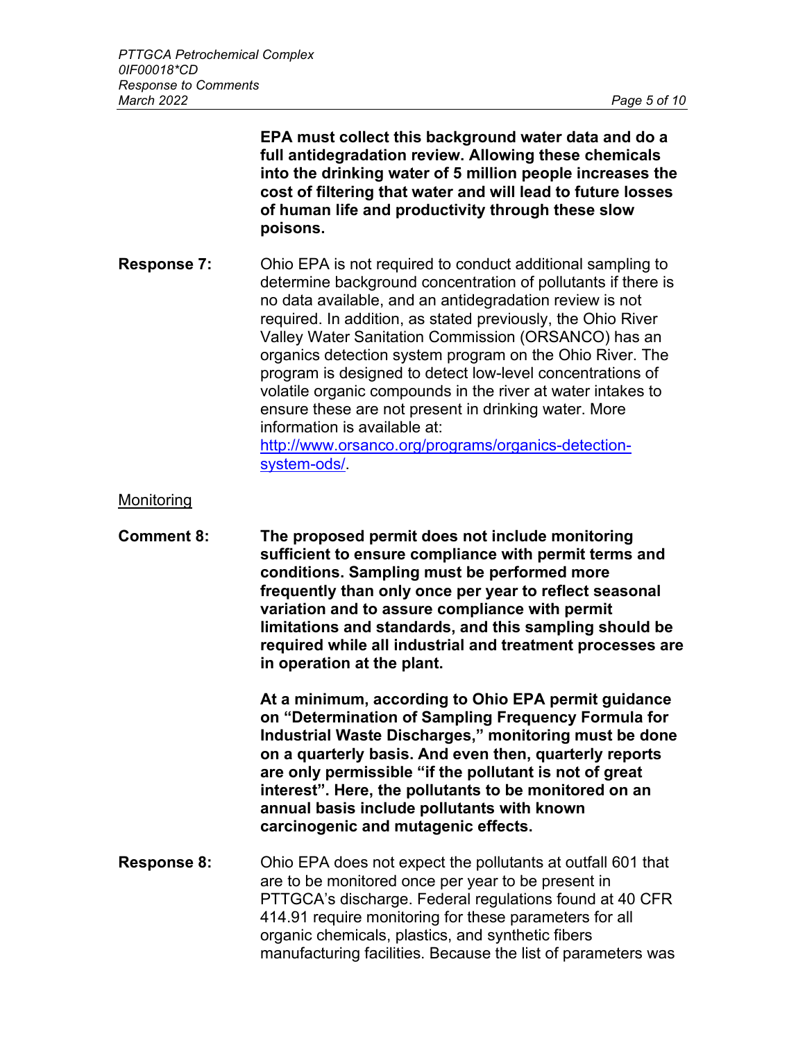**EPA must collect this background water data and do a full antidegradation review. Allowing these chemicals into the drinking water of 5 million people increases the cost of filtering that water and will lead to future losses of human life and productivity through these slow poisons.**

**Response 7:** Ohio EPA is not required to conduct additional sampling to determine background concentration of pollutants if there is no data available, and an antidegradation review is not required. In addition, as stated previously, the Ohio River Valley Water Sanitation Commission (ORSANCO) has an organics detection system program on the Ohio River. The program is designed to detect low-level concentrations of volatile organic compounds in the river at water intakes to ensure these are not present in drinking water. More information is available at: [http://www.orsanco.org/programs/organics-detection-system-ods/](http://www.orsanco.org/programs/organics-detection-system-ods/).

<u>Monitoring</u>

**Comment 8:** **The proposed permit does not include monitoring sufficient to ensure compliance with permit terms and conditions. Sampling must be performed more frequently than only once per year to reflect seasonal variation and to assure compliance with permit limitations and standards, and this sampling should be required while all industrial and treatment processes are in operation at the plant.**

**At a minimum, according to Ohio EPA permit guidance on "Determination of Sampling Frequency Formula for Industrial Waste Discharges," monitoring must be done on a quarterly basis. And even then, quarterly reports are only permissible "if the pollutant is not of great interest". Here, the pollutants to be monitored on an annual basis include pollutants with known carcinogenic and mutagenic effects.**

**Response 8:** Ohio EPA does not expect the pollutants at outfall 601 that are to be monitored once per year to be present in PTTGCA's discharge. Federal regulations found at 40 CFR 414.91 require monitoring for these parameters for all organic chemicals, plastics, and synthetic fibers manufacturing facilities. Because the list of parameters was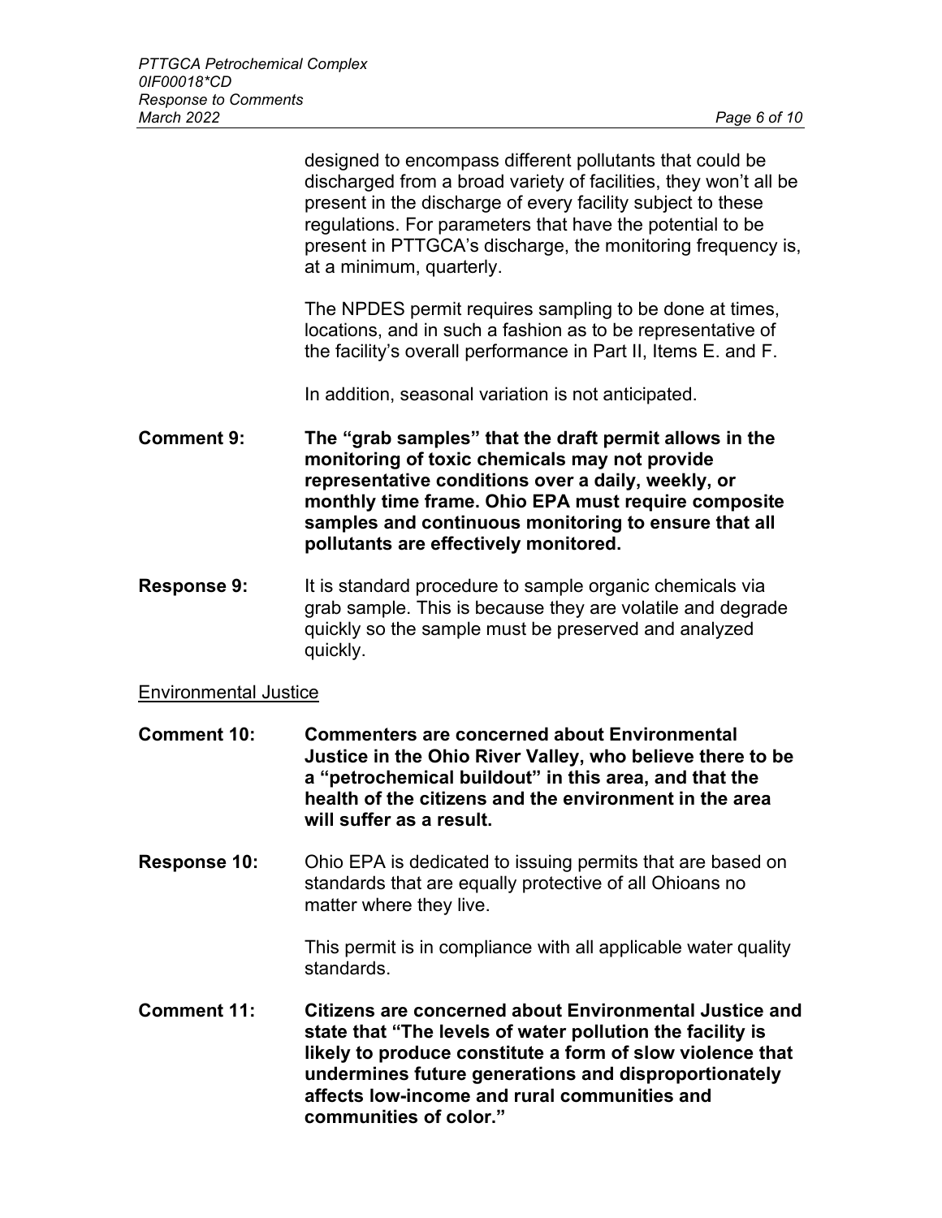designed to encompass different pollutants that could be discharged from a broad variety of facilities, they won't all be present in the discharge of every facility subject to these regulations. For parameters that have the potential to be present in PTTGCA's discharge, the monitoring frequency is, at a minimum, quarterly.

The NPDES permit requires sampling to be done at times, locations, and in such a fashion as to be representative of the facility's overall performance in Part II, Items E. and F.

In addition, seasonal variation is not anticipated.

**Comment 9:** **The "grab samples" that the draft permit allows in the monitoring of toxic chemicals may not provide representative conditions over a daily, weekly, or monthly time frame. Ohio EPA must require composite samples and continuous monitoring to ensure that all pollutants are effectively monitored.**

**Response 9:** It is standard procedure to sample organic chemicals via grab sample. This is because they are volatile and degrade quickly so the sample must be preserved and analyzed quickly.

<u>Environmental Justice</u>

**Comment 10:** **Commenters are concerned about Environmental Justice in the Ohio River Valley, who believe there to be a "petrochemical buildout" in this area, and that the health of the citizens and the environment in the area will suffer as a result.**

**Response 10:** Ohio EPA is dedicated to issuing permits that are based on standards that are equally protective of all Ohioans no matter where they live.

This permit is in compliance with all applicable water quality standards.

**Comment 11:** **Citizens are concerned about Environmental Justice and state that "The levels of water pollution the facility is likely to produce constitute a form of slow violence that undermines future generations and disproportionately affects low-income and rural communities and communities of color."**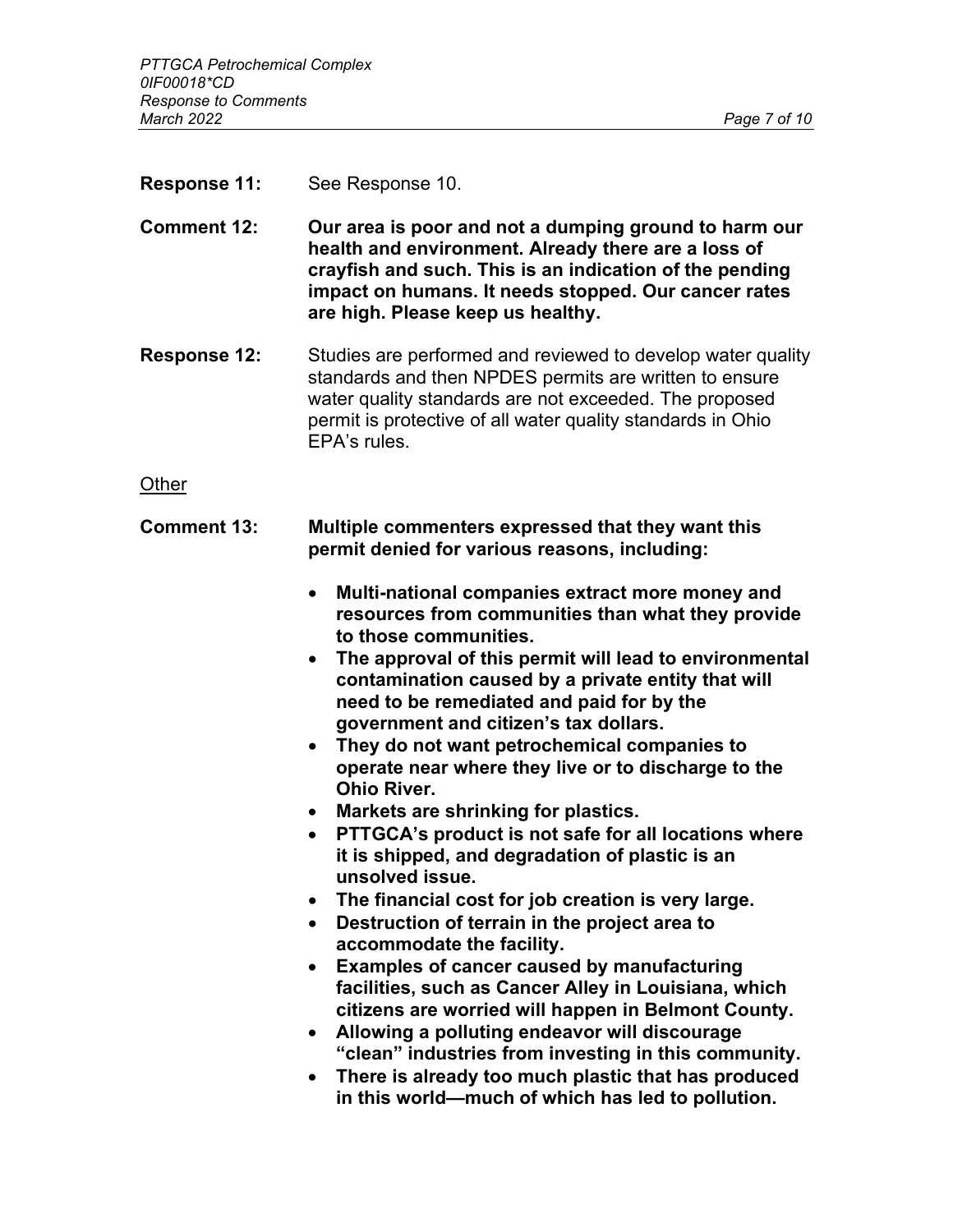**Response 11:** See Response 10.

**Comment 12:** **Our area is poor and not a dumping ground to harm our health and environment. Already there are a loss of crayfish and such. This is an indication of the pending impact on humans. It needs stopped. Our cancer rates are high. Please keep us healthy.**

**Response 12:** Studies are performed and reviewed to develop water quality standards and then NPDES permits are written to ensure water quality standards are not exceeded. The proposed permit is protective of all water quality standards in Ohio EPA's rules.

<u>Other</u>

**Comment 13:** **Multiple commenters expressed that they want this permit denied for various reasons, including:**

- **Multi-national companies extract more money and resources from communities than what they provide to those communities.**
- **The approval of this permit will lead to environmental contamination caused by a private entity that will need to be remediated and paid for by the government and citizen's tax dollars.**
- **They do not want petrochemical companies to operate near where they live or to discharge to the Ohio River.**
- **Markets are shrinking for plastics.**
- **PTTGCA's product is not safe for all locations where it is shipped, and degradation of plastic is an unsolved issue.**
- **The financial cost for job creation is very large.**
- **Destruction of terrain in the project area to accommodate the facility.**
- **Examples of cancer caused by manufacturing facilities, such as Cancer Alley in Louisiana, which citizens are worried will happen in Belmont County.**
- **Allowing a polluting endeavor will discourage "clean" industries from investing in this community.**
- **There is already too much plastic that has produced in this world—much of which has led to pollution.**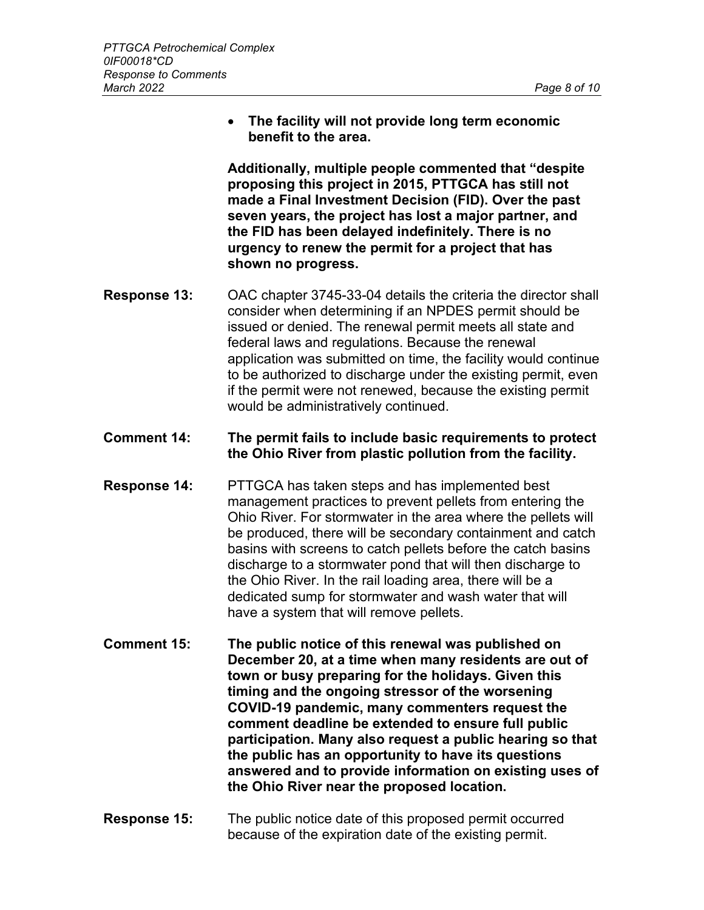- **The facility will not provide long term economic benefit to the area.**

**Additionally, multiple people commented that "despite proposing this project in 2015, PTTGCA has still not made a Final Investment Decision (FID). Over the past seven years, the project has lost a major partner, and the FID has been delayed indefinitely. There is no urgency to renew the permit for a project that has shown no progress.**

**Response 13:** OAC chapter 3745-33-04 details the criteria the director shall consider when determining if an NPDES permit should be issued or denied. The renewal permit meets all state and federal laws and regulations. Because the renewal application was submitted on time, the facility would continue to be authorized to discharge under the existing permit, even if the permit were not renewed, because the existing permit would be administratively continued.

**Comment 14:** **The permit fails to include basic requirements to protect the Ohio River from plastic pollution from the facility.**

**Response 14:** PTTGCA has taken steps and has implemented best management practices to prevent pellets from entering the Ohio River. For stormwater in the area where the pellets will be produced, there will be secondary containment and catch basins with screens to catch pellets before the catch basins discharge to a stormwater pond that will then discharge to the Ohio River. In the rail loading area, there will be a dedicated sump for stormwater and wash water that will have a system that will remove pellets.

**Comment 15:** **The public notice of this renewal was published on December 20, at a time when many residents are out of town or busy preparing for the holidays. Given this timing and the ongoing stressor of the worsening COVID-19 pandemic, many commenters request the comment deadline be extended to ensure full public participation. Many also request a public hearing so that the public has an opportunity to have its questions answered and to provide information on existing uses of the Ohio River near the proposed location.**

**Response 15:** The public notice date of this proposed permit occurred because of the expiration date of the existing permit.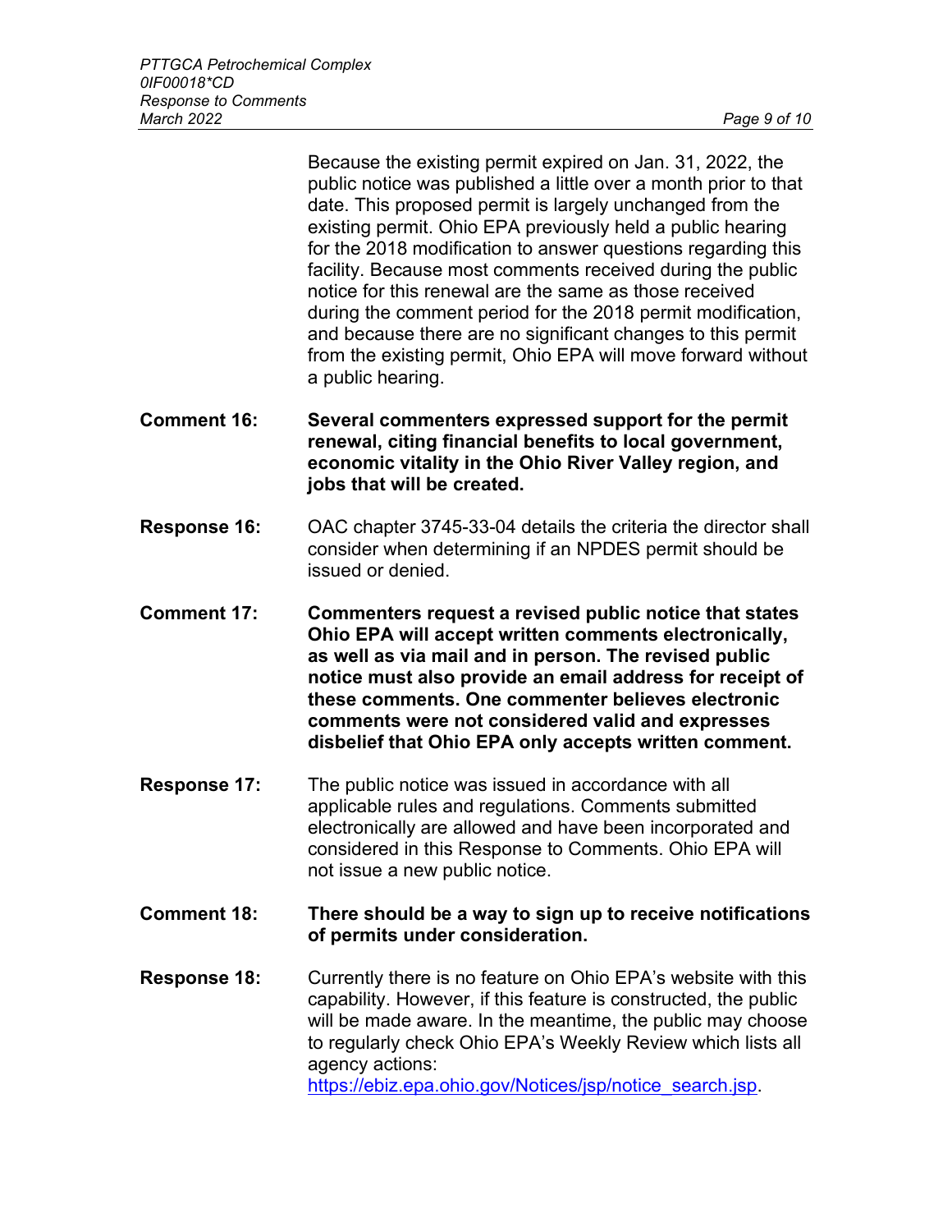Because the existing permit expired on Jan. 31, 2022, the public notice was published a little over a month prior to that date. This proposed permit is largely unchanged from the existing permit. Ohio EPA previously held a public hearing for the 2018 modification to answer questions regarding this facility. Because most comments received during the public notice for this renewal are the same as those received during the comment period for the 2018 permit modification, and because there are no significant changes to this permit from the existing permit, Ohio EPA will move forward without a public hearing.

**Comment 16:** **Several commenters expressed support for the permit renewal, citing financial benefits to local government, economic vitality in the Ohio River Valley region, and jobs that will be created.**

**Response 16:** OAC chapter 3745-33-04 details the criteria the director shall consider when determining if an NPDES permit should be issued or denied.

**Comment 17:** **Commenters request a revised public notice that states Ohio EPA will accept written comments electronically, as well as via mail and in person. The revised public notice must also provide an email address for receipt of these comments. One commenter believes electronic comments were not considered valid and expresses disbelief that Ohio EPA only accepts written comment.**

**Response 17:** The public notice was issued in accordance with all applicable rules and regulations. Comments submitted electronically are allowed and have been incorporated and considered in this Response to Comments. Ohio EPA will not issue a new public notice.

**Comment 18:** **There should be a way to sign up to receive notifications of permits under consideration.**

**Response 18:** Currently there is no feature on Ohio EPA's website with this capability. However, if this feature is constructed, the public will be made aware. In the meantime, the public may choose to regularly check Ohio EPA's Weekly Review which lists all agency actions: [https://ebiz.epa.ohio.gov/Notices/jsp/notice_search.jsp](https://ebiz.epa.ohio.gov/Notices/jsp/notice_search.jsp).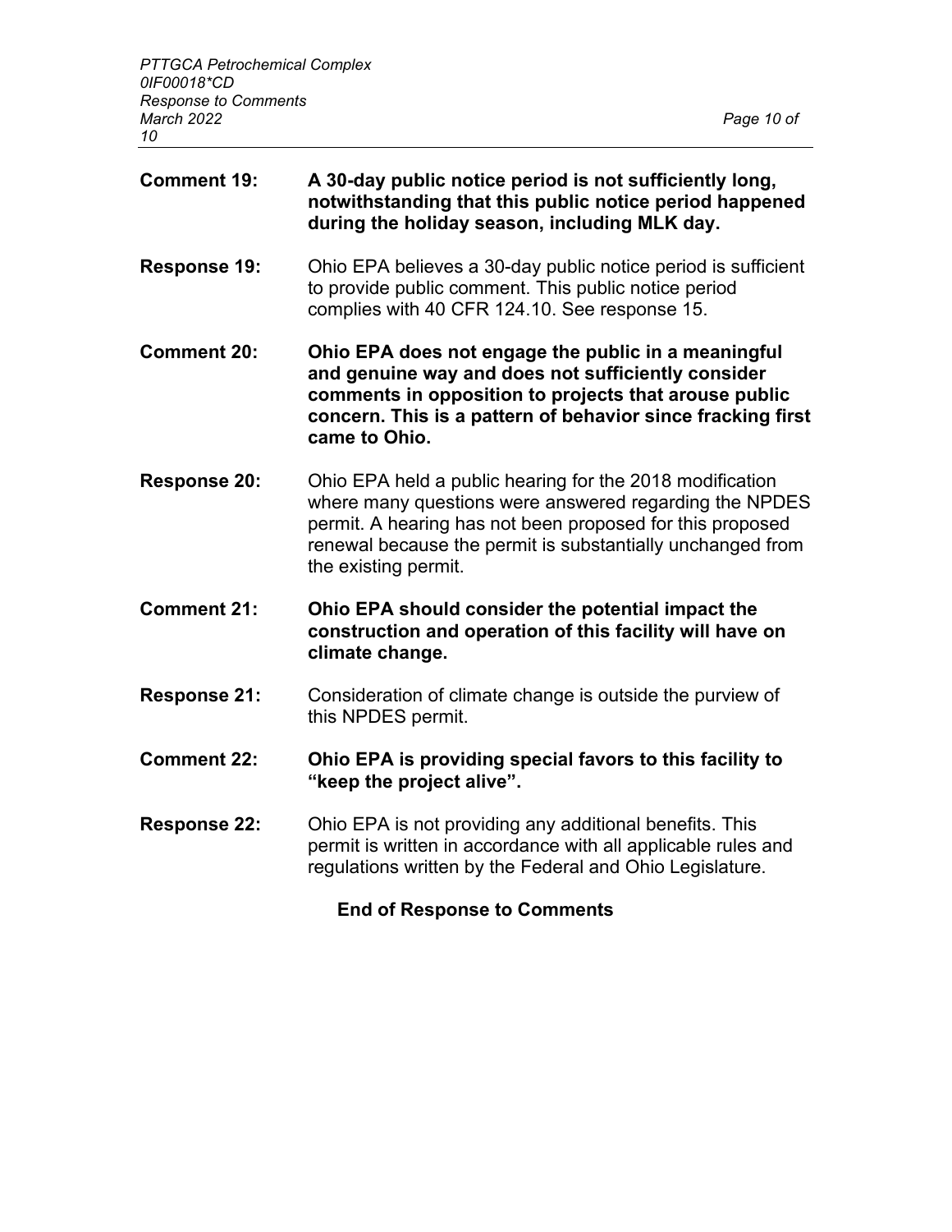**Comment 19:** **A 30-day public notice period is not sufficiently long, notwithstanding that this public notice period happened during the holiday season, including MLK day.**

**Response 19:** Ohio EPA believes a 30-day public notice period is sufficient to provide public comment. This public notice period complies with 40 CFR 124.10. See response 15.

**Comment 20:** **Ohio EPA does not engage the public in a meaningful and genuine way and does not sufficiently consider comments in opposition to projects that arouse public concern. This is a pattern of behavior since fracking first came to Ohio.**

**Response 20:** Ohio EPA held a public hearing for the 2018 modification where many questions were answered regarding the NPDES permit. A hearing has not been proposed for this proposed renewal because the permit is substantially unchanged from the existing permit.

**Comment 21:** **Ohio EPA should consider the potential impact the construction and operation of this facility will have on climate change.**

**Response 21:** Consideration of climate change is outside the purview of this NPDES permit.

**Comment 22:** **Ohio EPA is providing special favors to this facility to "keep the project alive".**

**Response 22:** Ohio EPA is not providing any additional benefits. This permit is written in accordance with all applicable rules and regulations written by the Federal and Ohio Legislature.

**End of Response to Comments**